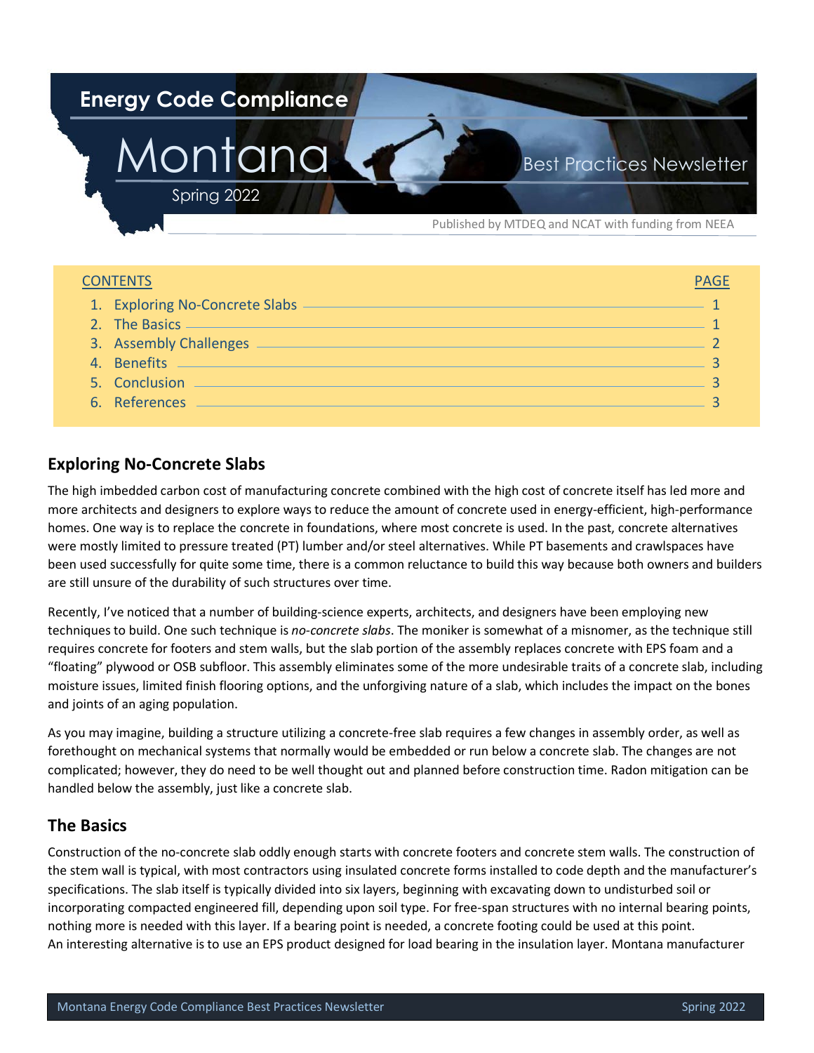# Energy Code Compliance

# Montana

Spring 2022

Best Practices Newsletter

Published by MTDEQ and NCAT with funding from NEEA

| CONTENTS | PAGE |
| --- | --- |
| 1. Exploring No-Concrete Slabs | 1 |
| 2. The Basics | 1 |
| 3. Assembly Challenges | 2 |
| 4. Benefits | 3 |
| 5. Conclusion | 3 |
| 6. References | 3 |

## Exploring No-Concrete Slabs

The high imbedded carbon cost of manufacturing concrete combined with the high cost of concrete itself has led more and more architects and designers to explore ways to reduce the amount of concrete used in energy-efficient, high-performance homes. One way is to replace the concrete in foundations, where most concrete is used. In the past, concrete alternatives were mostly limited to pressure treated (PT) lumber and/or steel alternatives. While PT basements and crawlspaces have been used successfully for quite some time, there is a common reluctance to build this way because both owners and builders are still unsure of the durability of such structures over time.

Recently, I've noticed that a number of building-science experts, architects, and designers have been employing new techniques to build. One such technique is *no-concrete slabs*. The moniker is somewhat of a misnomer, as the technique still requires concrete for footers and stem walls, but the slab portion of the assembly replaces concrete with EPS foam and a "floating" plywood or OSB subfloor. This assembly eliminates some of the more undesirable traits of a concrete slab, including moisture issues, limited finish flooring options, and the unforgiving nature of a slab, which includes the impact on the bones and joints of an aging population.

As you may imagine, building a structure utilizing a concrete-free slab requires a few changes in assembly order, as well as forethought on mechanical systems that normally would be embedded or run below a concrete slab. The changes are not complicated; however, they do need to be well thought out and planned before construction time. Radon mitigation can be handled below the assembly, just like a concrete slab.

## The Basics

Construction of the no-concrete slab oddly enough starts with concrete footers and concrete stem walls. The construction of the stem wall is typical, with most contractors using insulated concrete forms installed to code depth and the manufacturer's specifications. The slab itself is typically divided into six layers, beginning with excavating down to undisturbed soil or incorporating compacted engineered fill, depending upon soil type. For free-span structures with no internal bearing points, nothing more is needed with this layer. If a bearing point is needed, a concrete footing could be used at this point.
An interesting alternative is to use an EPS product designed for load bearing in the insulation layer. Montana manufacturer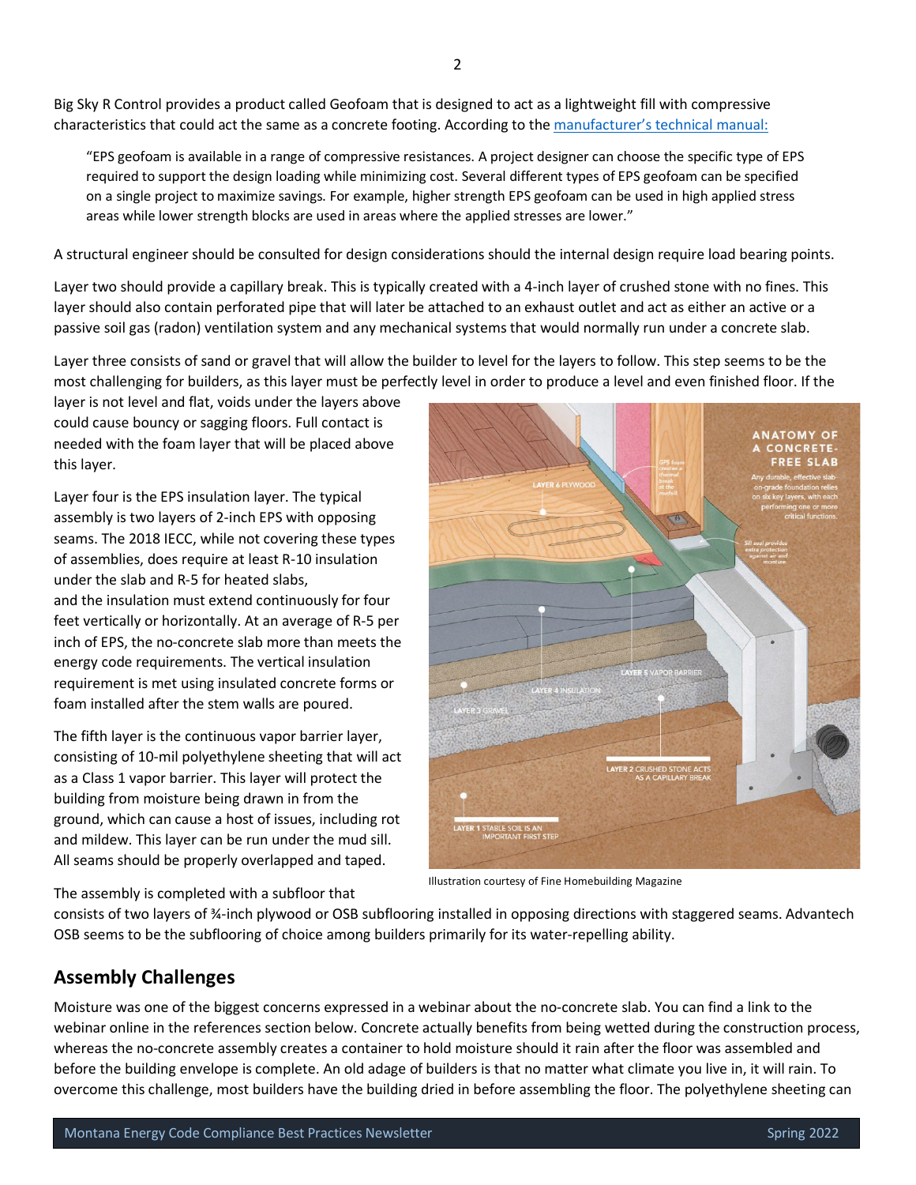Big Sky R Control provides a product called Geofoam that is designed to act as a lightweight fill with compressive characteristics that could act the same as a concrete footing. According to the manufacturer's technical manual:

> "EPS geofoam is available in a range of compressive resistances. A project designer can choose the specific type of EPS required to support the design loading while minimizing cost. Several different types of EPS geofoam can be specified on a single project to maximize savings. For example, higher strength EPS geofoam can be used in high applied stress areas while lower strength blocks are used in areas where the applied stresses are lower."

A structural engineer should be consulted for design considerations should the internal design require load bearing points.

Layer two should provide a capillary break. This is typically created with a 4-inch layer of crushed stone with no fines. This layer should also contain perforated pipe that will later be attached to an exhaust outlet and act as either an active or a passive soil gas (radon) ventilation system and any mechanical systems that would normally run under a concrete slab.

Layer three consists of sand or gravel that will allow the builder to level for the layers to follow. This step seems to be the most challenging for builders, as this layer must be perfectly level in order to produce a level and even finished floor. If the layer is not level and flat, voids under the layers above could cause bouncy or sagging floors. Full contact is needed with the foam layer that will be placed above this layer.

Layer four is the EPS insulation layer. The typical assembly is two layers of 2-inch EPS with opposing seams. The 2018 IECC, while not covering these types of assemblies, does require at least R-10 insulation under the slab and R-5 for heated slabs, and the insulation must extend continuously for four feet vertically or horizontally. At an average of R-5 per inch of EPS, the no-concrete slab more than meets the energy code requirements. The vertical insulation requirement is met using insulated concrete forms or foam installed after the stem walls are poured.

The fifth layer is the continuous vapor barrier layer, consisting of 10-mil polyethylene sheeting that will act as a Class 1 vapor barrier. This layer will protect the building from moisture being drawn in from the ground, which can cause a host of issues, including rot and mildew. This layer can be run under the mud sill. All seams should be properly overlapped and taped.

Illustration courtesy of Fine Homebuilding Magazine

The assembly is completed with a subfloor that consists of two layers of ¾-inch plywood or OSB subflooring installed in opposing directions with staggered seams. Advantech OSB seems to be the subflooring of choice among builders primarily for its water-repelling ability.

## Assembly Challenges

Moisture was one of the biggest concerns expressed in a webinar about the no-concrete slab. You can find a link to the webinar online in the references section below. Concrete actually benefits from being wetted during the construction process, whereas the no-concrete assembly creates a container to hold moisture should it rain after the floor was assembled and before the building envelope is complete. An old adage of builders is that no matter what climate you live in, it will rain. To overcome this challenge, most builders have the building dried in before assembling the floor. The polyethylene sheeting can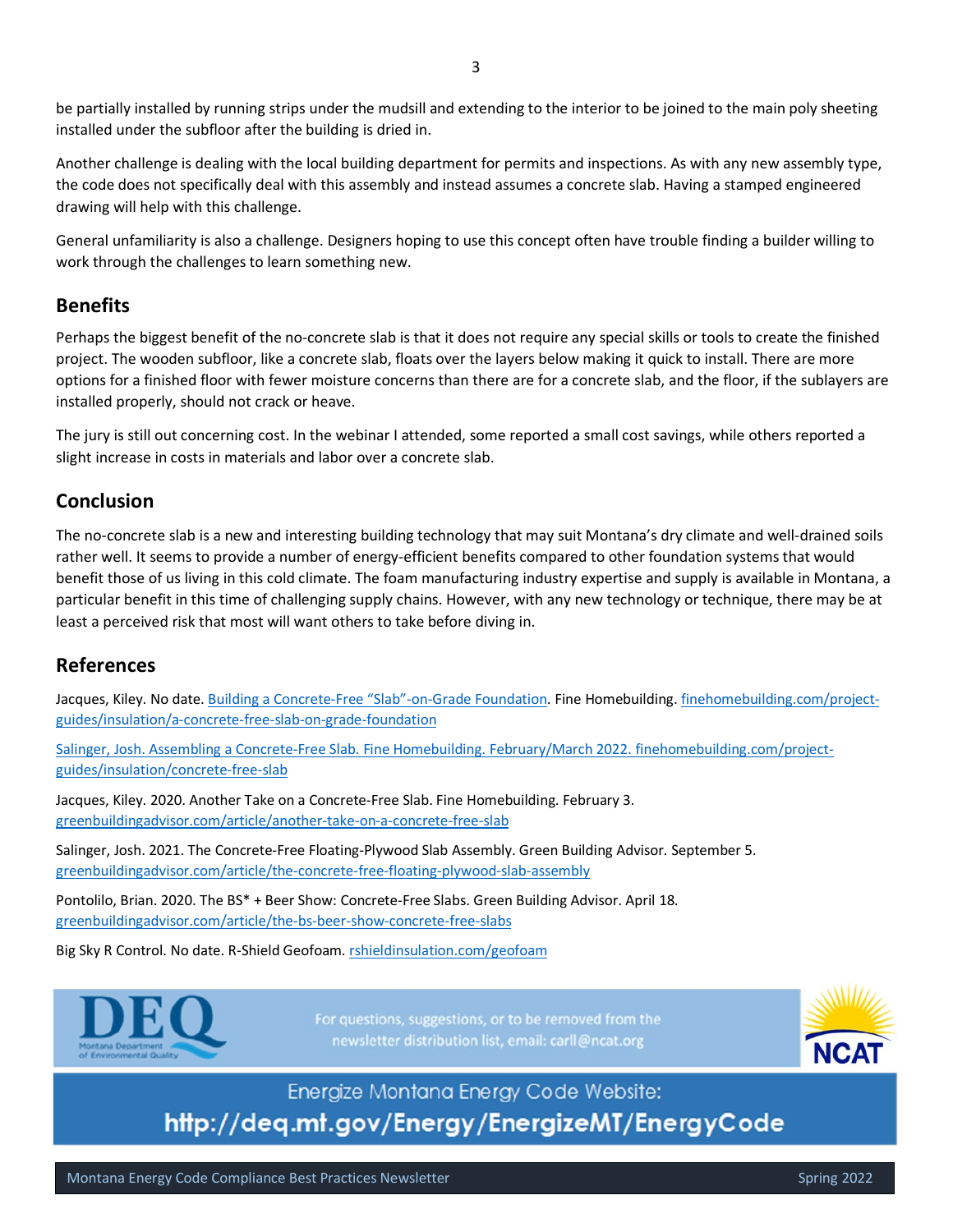be partially installed by running strips under the mudsill and extending to the interior to be joined to the main poly sheeting installed under the subfloor after the building is dried in.

Another challenge is dealing with the local building department for permits and inspections. As with any new assembly type, the code does not specifically deal with this assembly and instead assumes a concrete slab. Having a stamped engineered drawing will help with this challenge.

General unfamiliarity is also a challenge. Designers hoping to use this concept often have trouble finding a builder willing to work through the challenges to learn something new.

## Benefits

Perhaps the biggest benefit of the no-concrete slab is that it does not require any special skills or tools to create the finished project. The wooden subfloor, like a concrete slab, floats over the layers below making it quick to install. There are more options for a finished floor with fewer moisture concerns than there are for a concrete slab, and the floor, if the sublayers are installed properly, should not crack or heave.

The jury is still out concerning cost. In the webinar I attended, some reported a small cost savings, while others reported a slight increase in costs in materials and labor over a concrete slab.

## Conclusion

The no-concrete slab is a new and interesting building technology that may suit Montana's dry climate and well-drained soils rather well. It seems to provide a number of energy-efficient benefits compared to other foundation systems that would benefit those of us living in this cold climate. The foam manufacturing industry expertise and supply is available in Montana, a particular benefit in this time of challenging supply chains. However, with any new technology or technique, there may be at least a perceived risk that most will want others to take before diving in.

## References

Jacques, Kiley. No date. Building a Concrete-Free "Slab"-on-Grade Foundation. Fine Homebuilding. finehomebuilding.com/project-guides/insulation/a-concrete-free-slab-on-grade-foundation

Salinger, Josh. Assembling a Concrete-Free Slab. Fine Homebuilding. February/March 2022. finehomebuilding.com/project-guides/insulation/concrete-free-slab

Jacques, Kiley. 2020. Another Take on a Concrete-Free Slab. Fine Homebuilding. February 3. greenbuildingadvisor.com/article/another-take-on-a-concrete-free-slab

Salinger, Josh. 2021. The Concrete-Free Floating-Plywood Slab Assembly. Green Building Advisor. September 5. greenbuildingadvisor.com/article/the-concrete-free-floating-plywood-slab-assembly

Pontolilo, Brian. 2020. The BS* + Beer Show: Concrete-Free Slabs. Green Building Advisor. April 18. greenbuildingadvisor.com/article/the-bs-beer-show-concrete-free-slabs

Big Sky R Control. No date. R-Shield Geofoam. rshieldinsulation.com/geofoam

For questions, suggestions, or to be removed from the newsletter distribution list, email: carll@ncat.org

Energize Montana Energy Code Website:
http://deq.mt.gov/Energy/EnergizeMT/EnergyCode